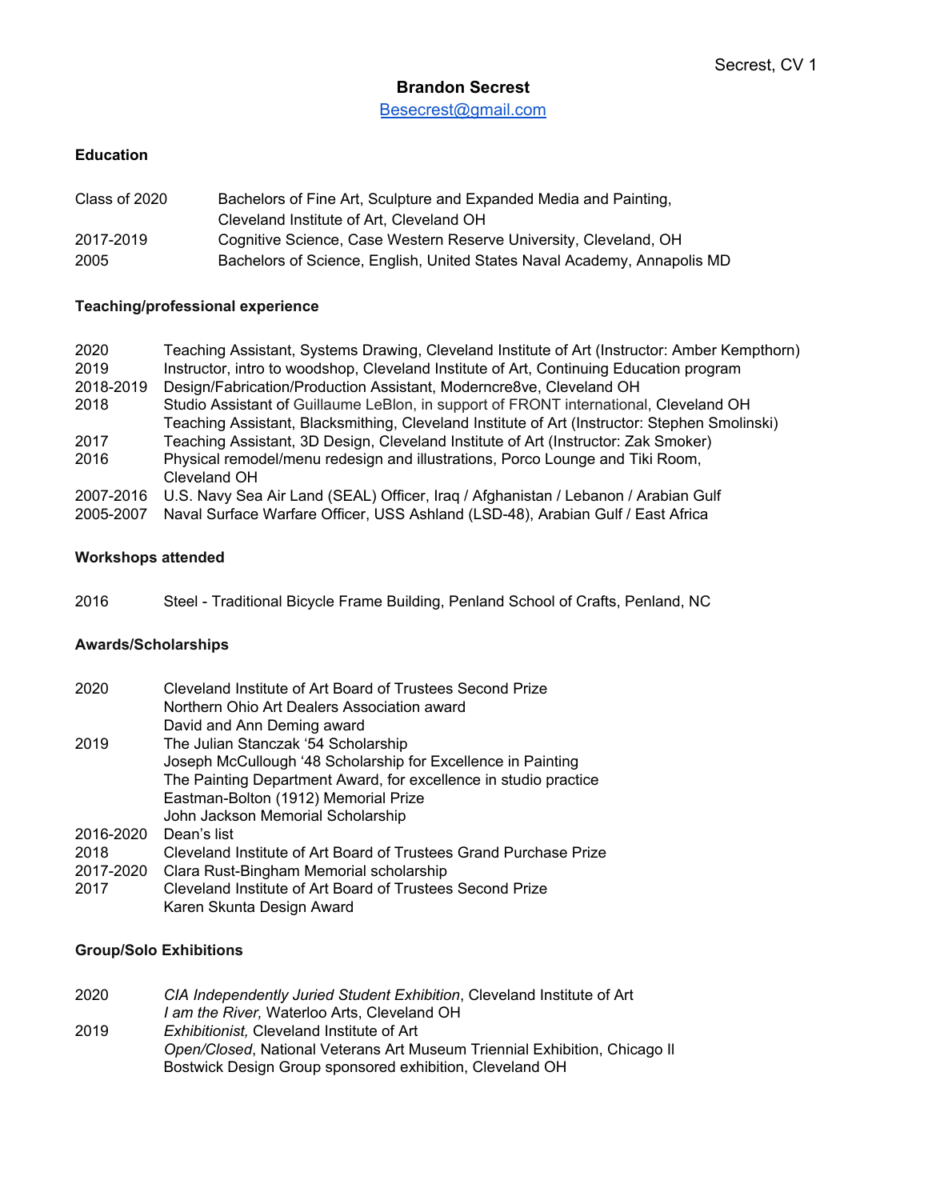# Brandon Secrest

Besecrest@gmail.com

## Education

| | |
|---|---|
| Class of 2020 | Bachelors of Fine Art, Sculpture and Expanded Media and Painting, Cleveland Institute of Art, Cleveland OH |
| 2017-2019 | Cognitive Science, Case Western Reserve University, Cleveland, OH |
| 2005 | Bachelors of Science, English, United States Naval Academy, Annapolis MD |

## Teaching/professional experience

| | |
|---|---|
| 2020 | Teaching Assistant, Systems Drawing, Cleveland Institute of Art (Instructor: Amber Kempthorn) |
| 2019 | Instructor, intro to woodshop, Cleveland Institute of Art, Continuing Education program |
| 2018-2019 | Design/Fabrication/Production Assistant, Moderncre8ve, Cleveland OH |
| 2018 | Studio Assistant of Guillaume LeBlon, in support of FRONT international, Cleveland OH |
| | Teaching Assistant, Blacksmithing, Cleveland Institute of Art (Instructor: Stephen Smolinski) |
| 2017 | Teaching Assistant, 3D Design, Cleveland Institute of Art (Instructor: Zak Smoker) |
| 2016 | Physical remodel/menu redesign and illustrations, Porco Lounge and Tiki Room, Cleveland OH |
| 2007-2016 | U.S. Navy Sea Air Land (SEAL) Officer, Iraq / Afghanistan / Lebanon / Arabian Gulf |
| 2005-2007 | Naval Surface Warfare Officer, USS Ashland (LSD-48), Arabian Gulf / East Africa |

## Workshops attended

| | |
|---|---|
| 2016 | Steel - Traditional Bicycle Frame Building, Penland School of Crafts, Penland, NC |

## Awards/Scholarships

| | |
|---|---|
| 2020 | Cleveland Institute of Art Board of Trustees Second Prize |
| | Northern Ohio Art Dealers Association award |
| | David and Ann Deming award |
| 2019 | The Julian Stanczak '54 Scholarship |
| | Joseph McCullough '48 Scholarship for Excellence in Painting |
| | The Painting Department Award, for excellence in studio practice |
| | Eastman-Bolton (1912) Memorial Prize |
| | John Jackson Memorial Scholarship |
| 2016-2020 | Dean's list |
| 2018 | Cleveland Institute of Art Board of Trustees Grand Purchase Prize |
| 2017-2020 | Clara Rust-Bingham Memorial scholarship |
| 2017 | Cleveland Institute of Art Board of Trustees Second Prize |
| | Karen Skunta Design Award |

## Group/Solo Exhibitions

| | |
|---|---|
| 2020 | *CIA Independently Juried Student Exhibition*, Cleveland Institute of Art |
| | *I am the River,* Waterloo Arts, Cleveland OH |
| 2019 | *Exhibitionist,* Cleveland Institute of Art |
| | *Open/Closed*, National Veterans Art Museum Triennial Exhibition, Chicago Il |
| | Bostwick Design Group sponsored exhibition, Cleveland OH |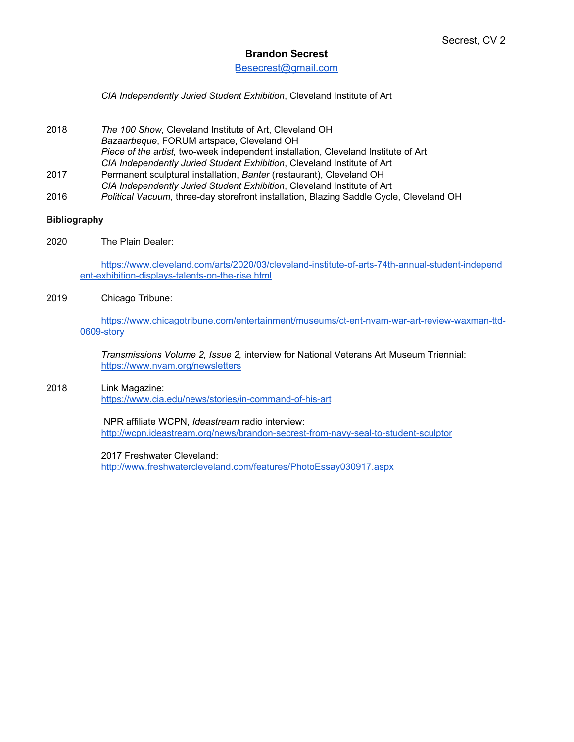**Brandon Secrest**

Besecrest@gmail.com

*CIA Independently Juried Student Exhibition*, Cleveland Institute of Art

2018 *The 100 Show,* Cleveland Institute of Art, Cleveland OH
*Bazaarbeque*, FORUM artspace, Cleveland OH
*Piece of the artist,* two-week independent installation, Cleveland Institute of Art
*CIA Independently Juried Student Exhibition*, Cleveland Institute of Art

2017 Permanent sculptural installation, *Banter* (restaurant), Cleveland OH
*CIA Independently Juried Student Exhibition*, Cleveland Institute of Art

2016 *Political Vacuum*, three-day storefront installation, Blazing Saddle Cycle, Cleveland OH

**Bibliography**

2020 The Plain Dealer:

https://www.cleveland.com/arts/2020/03/cleveland-institute-of-arts-74th-annual-student-independent-exhibition-displays-talents-on-the-rise.html

2019 Chicago Tribune:

https://www.chicagotribune.com/entertainment/museums/ct-ent-nvam-war-art-review-waxman-ttd-0609-story

*Transmissions Volume 2, Issue 2,* interview for National Veterans Art Museum Triennial:
https://www.nvam.org/newsletters

2018 Link Magazine:
https://www.cia.edu/news/stories/in-command-of-his-art

NPR affiliate WCPN, *Ideastream* radio interview:
http://wcpn.ideastream.org/news/brandon-secrest-from-navy-seal-to-student-sculptor

2017 Freshwater Cleveland:
http://www.freshwatercleveland.com/features/PhotoEssay030917.aspx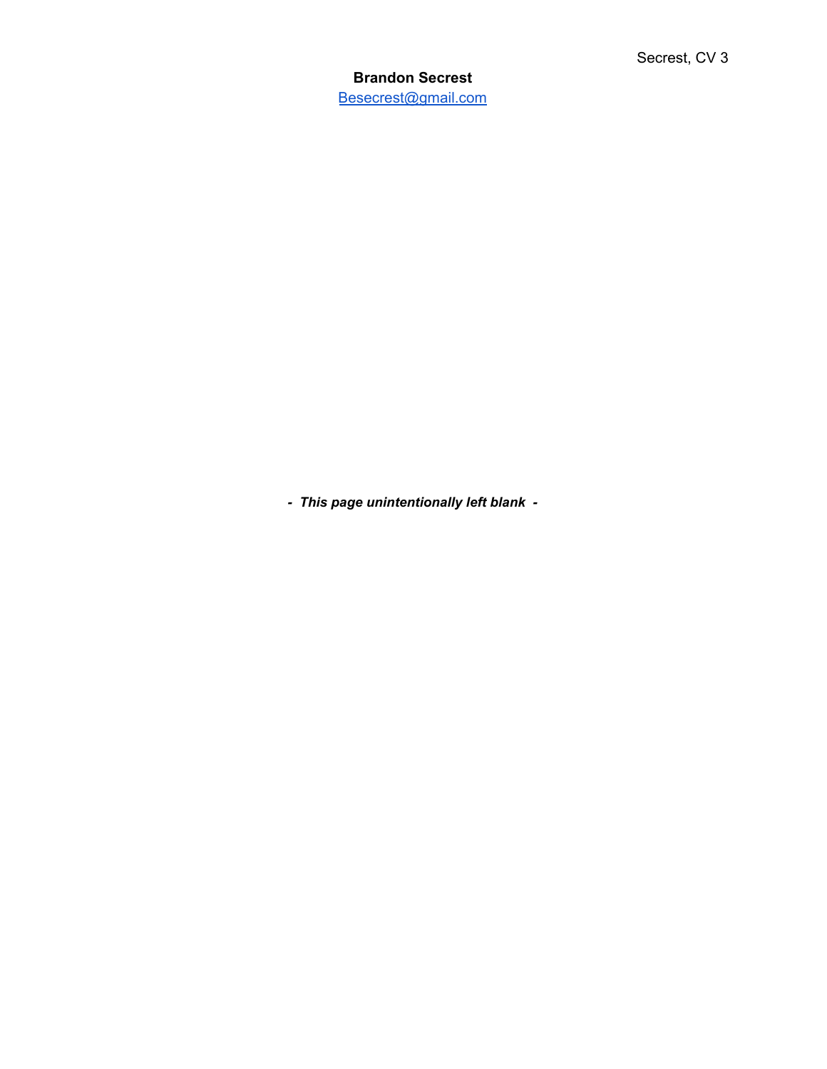**Brandon Secrest**
[Besecrest@gmail.com](mailto:Besecrest@gmail.com)

***- This page unintentionally left blank -***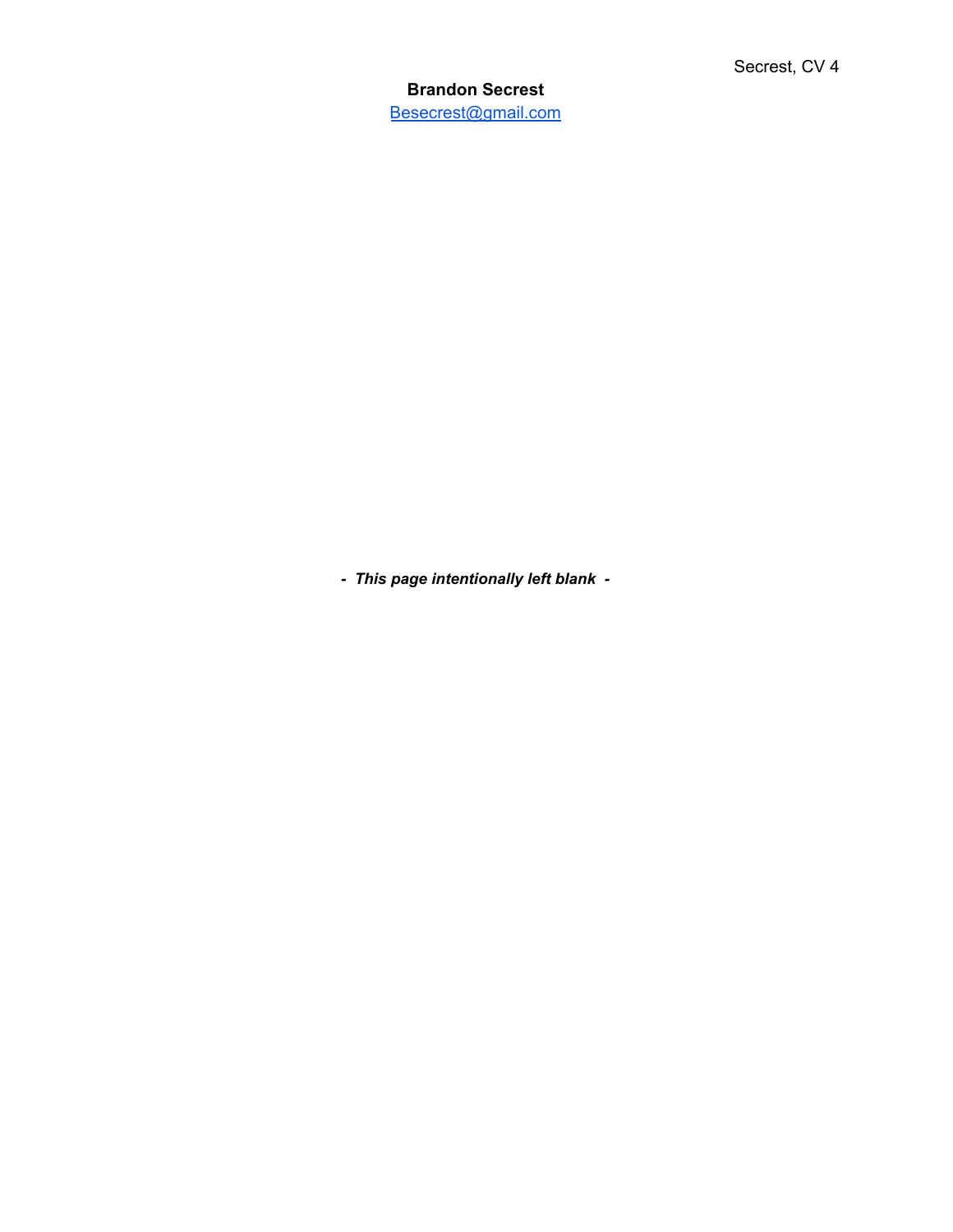**Brandon Secrest**
[Besecrest@gmail.com](mailto:Besecrest@gmail.com)

***- This page intentionally left blank -***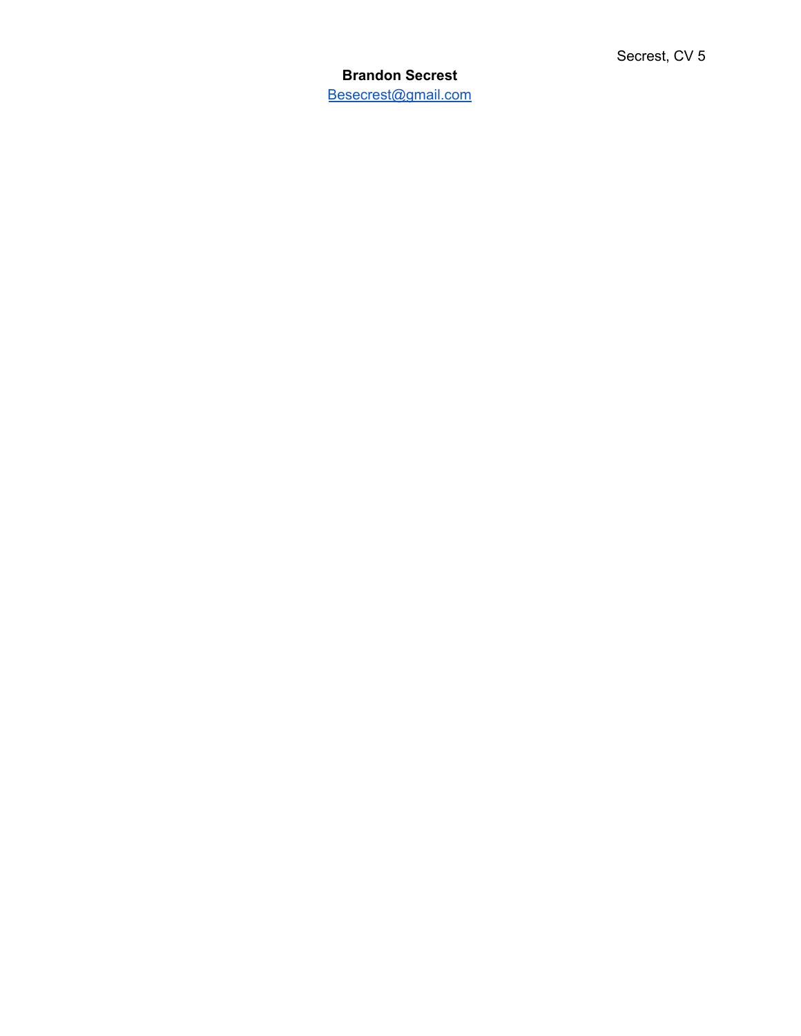**Brandon Secrest**
Besecrest@gmail.com